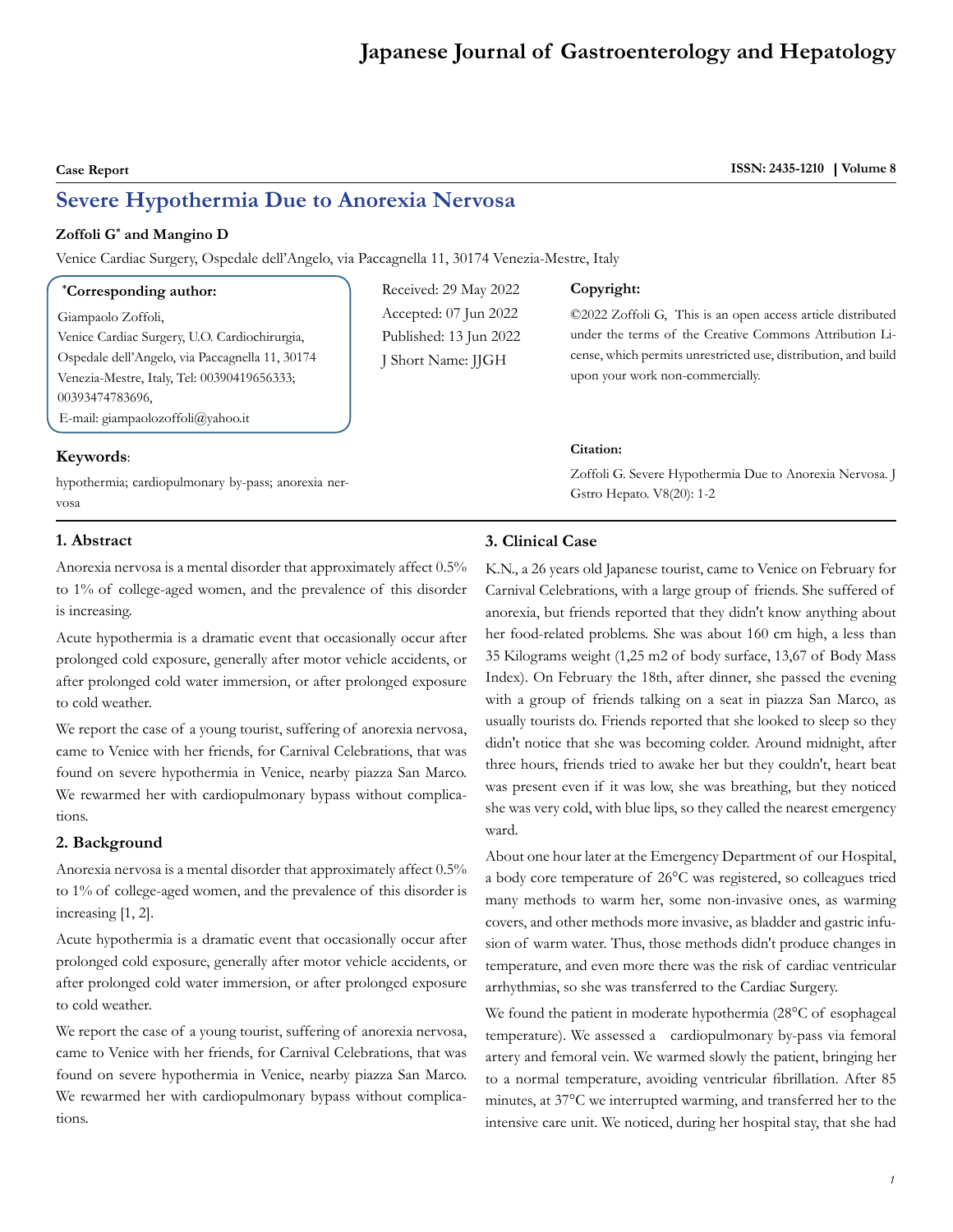Case Report

# Severe Hypothermia Due to Anorexia Nervosa

**Zoffoli G\* and Mangino D**

Venice Cardiac Surgery, Ospedale dell'Angelo, via Paccagnella 11, 30174 Venezia-Mestre, Italy

**\*Corresponding author:**

Giampaolo Zoffoli,
Venice Cardiac Surgery, U.O. Cardiochirurgia, Ospedale dell'Angelo, via Paccagnella 11, 30174 Venezia-Mestre, Italy, Tel: 00390419656333; 00393474783696,
E-mail: giampaolozoffoli@yahoo.it

Received: 29 May 2022
Accepted: 07 Jun 2022
Published: 13 Jun 2022
J Short Name: JJGH

**Copyright:**

©2022 Zoffoli G, This is an open access article distributed under the terms of the Creative Commons Attribution License, which permits unrestricted use, distribution, and build upon your work non-commercially.

**Citation:**

Zoffoli G. Severe Hypothermia Due to Anorexia Nervosa. J Gstro Hepato. V8(20): 1-2

**Keywords**:

hypothermia; cardiopulmonary by-pass; anorexia nervosa

## 1. Abstract

Anorexia nervosa is a mental disorder that approximately affect 0.5% to 1% of college-aged women, and the prevalence of this disorder is increasing.

Acute hypothermia is a dramatic event that occasionally occur after prolonged cold exposure, generally after motor vehicle accidents, or after prolonged cold water immersion, or after prolonged exposure to cold weather.

We report the case of a young tourist, suffering of anorexia nervosa, came to Venice with her friends, for Carnival Celebrations, that was found on severe hypothermia in Venice, nearby piazza San Marco. We rewarmed her with cardiopulmonary bypass without complications.

## 2. Background

Anorexia nervosa is a mental disorder that approximately affect 0.5% to 1% of college-aged women, and the prevalence of this disorder is increasing [1, 2].

Acute hypothermia is a dramatic event that occasionally occur after prolonged cold exposure, generally after motor vehicle accidents, or after prolonged cold water immersion, or after prolonged exposure to cold weather.

We report the case of a young tourist, suffering of anorexia nervosa, came to Venice with her friends, for Carnival Celebrations, that was found on severe hypothermia in Venice, nearby piazza San Marco. We rewarmed her with cardiopulmonary bypass without complications.

## 3. Clinical Case

K.N., a 26 years old Japanese tourist, came to Venice on February for Carnival Celebrations, with a large group of friends. She suffered of anorexia, but friends reported that they didn't know anything about her food-related problems. She was about 160 cm high, a less than 35 Kilograms weight (1,25 m2 of body surface, 13,67 of Body Mass Index). On February the 18th, after dinner, she passed the evening with a group of friends talking on a seat in piazza San Marco, as usually tourists do. Friends reported that she looked to sleep so they didn't notice that she was becoming colder. Around midnight, after three hours, friends tried to awake her but they couldn't, heart beat was present even if it was low, she was breathing, but they noticed she was very cold, with blue lips, so they called the nearest emergency ward.

About one hour later at the Emergency Department of our Hospital, a body core temperature of 26°C was registered, so colleagues tried many methods to warm her, some non-invasive ones, as warming covers, and other methods more invasive, as bladder and gastric infusion of warm water. Thus, those methods didn't produce changes in temperature, and even more there was the risk of cardiac ventricular arrhythmias, so she was transferred to the Cardiac Surgery.

We found the patient in moderate hypothermia (28°C of esophageal temperature). We assessed a cardiopulmonary by-pass via femoral artery and femoral vein. We warmed slowly the patient, bringing her to a normal temperature, avoiding ventricular fibrillation. After 85 minutes, at 37°C we interrupted warming, and transferred her to the intensive care unit. We noticed, during her hospital stay, that she had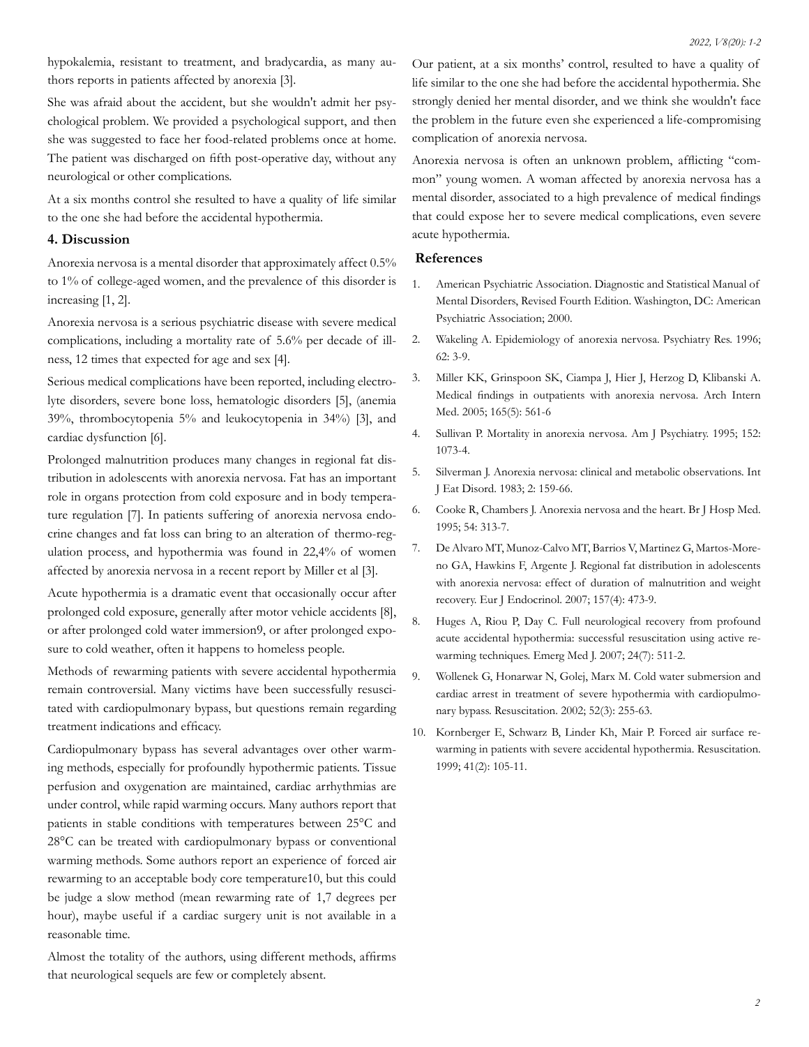hypokalemia, resistant to treatment, and bradycardia, as many authors reports in patients affected by anorexia [3].

She was afraid about the accident, but she wouldn't admit her psychological problem. We provided a psychological support, and then she was suggested to face her food-related problems once at home. The patient was discharged on fifth post-operative day, without any neurological or other complications.

At a six months control she resulted to have a quality of life similar to the one she had before the accidental hypothermia.

## 4. Discussion

Anorexia nervosa is a mental disorder that approximately affect 0.5% to 1% of college-aged women, and the prevalence of this disorder is increasing [1, 2].

Anorexia nervosa is a serious psychiatric disease with severe medical complications, including a mortality rate of 5.6% per decade of illness, 12 times that expected for age and sex [4].

Serious medical complications have been reported, including electrolyte disorders, severe bone loss, hematologic disorders [5], (anemia 39%, thrombocytopenia 5% and leukocytopenia in 34%) [3], and cardiac dysfunction [6].

Prolonged malnutrition produces many changes in regional fat distribution in adolescents with anorexia nervosa. Fat has an important role in organs protection from cold exposure and in body temperature regulation [7]. In patients suffering of anorexia nervosa endocrine changes and fat loss can bring to an alteration of thermo-regulation process, and hypothermia was found in 22,4% of women affected by anorexia nervosa in a recent report by Miller et al [3].

Acute hypothermia is a dramatic event that occasionally occur after prolonged cold exposure, generally after motor vehicle accidents [8], or after prolonged cold water immersion9, or after prolonged exposure to cold weather, often it happens to homeless people.

Methods of rewarming patients with severe accidental hypothermia remain controversial. Many victims have been successfully resuscitated with cardiopulmonary bypass, but questions remain regarding treatment indications and efficacy.

Cardiopulmonary bypass has several advantages over other warming methods, especially for profoundly hypothermic patients. Tissue perfusion and oxygenation are maintained, cardiac arrhythmias are under control, while rapid warming occurs. Many authors report that patients in stable conditions with temperatures between 25°C and 28°C can be treated with cardiopulmonary bypass or conventional warming methods. Some authors report an experience of forced air rewarming to an acceptable body core temperature10, but this could be judge a slow method (mean rewarming rate of 1,7 degrees per hour), maybe useful if a cardiac surgery unit is not available in a reasonable time.

Almost the totality of the authors, using different methods, affirms that neurological sequels are few or completely absent.

Our patient, at a six months' control, resulted to have a quality of life similar to the one she had before the accidental hypothermia. She strongly denied her mental disorder, and we think she wouldn't face the problem in the future even she experienced a life-compromising complication of anorexia nervosa.

Anorexia nervosa is often an unknown problem, afflicting "common" young women. A woman affected by anorexia nervosa has a mental disorder, associated to a high prevalence of medical findings that could expose her to severe medical complications, even severe acute hypothermia.

## References

1. American Psychiatric Association. Diagnostic and Statistical Manual of Mental Disorders, Revised Fourth Edition. Washington, DC: American Psychiatric Association; 2000.
2. Wakeling A. Epidemiology of anorexia nervosa. Psychiatry Res. 1996; 62: 3-9.
3. Miller KK, Grinspoon SK, Ciampa J, Hier J, Herzog D, Klibanski A. Medical findings in outpatients with anorexia nervosa. Arch Intern Med. 2005; 165(5): 561-6
4. Sullivan P. Mortality in anorexia nervosa. Am J Psychiatry. 1995; 152: 1073-4.
5. Silverman J. Anorexia nervosa: clinical and metabolic observations. Int J Eat Disord. 1983; 2: 159-66.
6. Cooke R, Chambers J. Anorexia nervosa and the heart. Br J Hosp Med. 1995; 54: 313-7.
7. De Alvaro MT, Munoz-Calvo MT, Barrios V, Martinez G, Martos-Moreno GA, Hawkins F, Argente J. Regional fat distribution in adolescents with anorexia nervosa: effect of duration of malnutrition and weight recovery. Eur J Endocrinol. 2007; 157(4): 473-9.
8. Huges A, Riou P, Day C. Full neurological recovery from profound acute accidental hypothermia: successful resuscitation using active rewarming techniques. Emerg Med J. 2007; 24(7): 511-2.
9. Wollenek G, Honarwar N, Golej, Marx M. Cold water submersion and cardiac arrest in treatment of severe hypothermia with cardiopulmonary bypass. Resuscitation. 2002; 52(3): 255-63.
10. Kornberger E, Schwarz B, Linder Kh, Mair P. Forced air surface rewarming in patients with severe accidental hypothermia. Resuscitation. 1999; 41(2): 105-11.